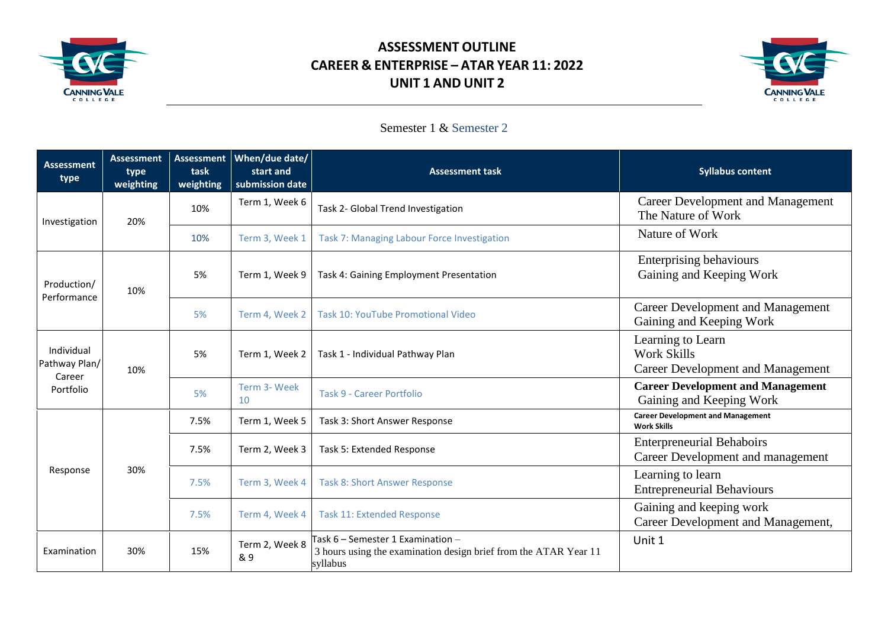# ASSESSMENT OUTLINE
# CAREER & ENTERPRISE – ATAR YEAR 11: 2022
# UNIT 1 AND UNIT 2

Semester 1 & Semester 2

| Assessment type | Assessment type weighting | Assessment task weighting | When/due date/ start and submission date | Assessment task | Syllabus content |
|---|---|---|---|---|---|
| Investigation | 20% | 10% | Term 1, Week 6 | Task 2- Global Trend Investigation | Career Development and Management<br>The Nature of Work |
| | | 10% | Term 3, Week 1 | Task 7: Managing Labour Force Investigation | Nature of Work |
| Production/ Performance | 10% | 5% | Term 1, Week 9 | Task 4: Gaining Employment Presentation | Enterprising behaviours<br>Gaining and Keeping Work |
| | | 5% | Term 4, Week 2 | Task 10: YouTube Promotional Video | Career Development and Management<br>Gaining and Keeping Work |
| Individual Pathway Plan/ Career Portfolio | 10% | 5% | Term 1, Week 2 | Task 1 - Individual Pathway Plan | Learning to Learn<br>Work Skills<br>Career Development and Management |
| | | 5% | Term 3- Week 10 | Task 9 - Career Portfolio | **Career Development and Management**<br>Gaining and Keeping Work |
| Response | 30% | 7.5% | Term 1, Week 5 | Task 3: Short Answer Response | **Career Development and Management**<br>**Work Skills** |
| | | 7.5% | Term 2, Week 3 | Task 5: Extended Response | Enterpreneurial Behaboirs<br>Career Development and management |
| | | 7.5% | Term 3, Week 4 | Task 8: Short Answer Response | Learning to learn<br>Entrepreneurial Behaviours |
| | | 7.5% | Term 4, Week 4 | Task 11: Extended Response | Gaining and keeping work<br>Career Development and Management, |
| Examination | 30% | 15% | Term 2, Week 8 & 9 | Task 6 – Semester 1 Examination –<br>3 hours using the examination design brief from the ATAR Year 11 syllabus | Unit 1 |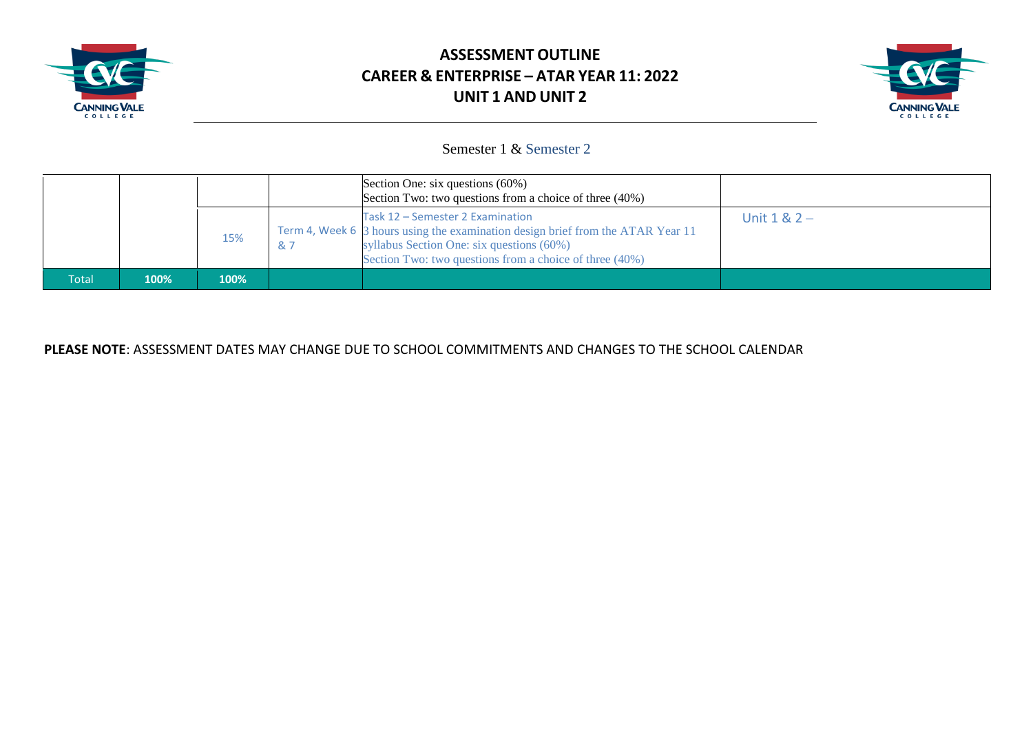# ASSESSMENT OUTLINE
# CAREER & ENTERPRISE – ATAR YEAR 11: 2022
# UNIT 1 AND UNIT 2

Semester 1 & Semester 2

| | | | | | |
|---|---|---|---|---|---|
| | | | | Section One: six questions (60%)<br>Section Two: two questions from a choice of three (40%) | |
| | | 15% | Term 4, Week 6 & 7 | Task 12 – Semester 2 Examination<br>3 hours using the examination design brief from the ATAR Year 11 syllabus Section One: six questions (60%)<br>Section Two: two questions from a choice of three (40%) | Unit 1 & 2 – |
| Total | **100%** | **100%** | | | |

**PLEASE NOTE**: ASSESSMENT DATES MAY CHANGE DUE TO SCHOOL COMMITMENTS AND CHANGES TO THE SCHOOL CALENDAR